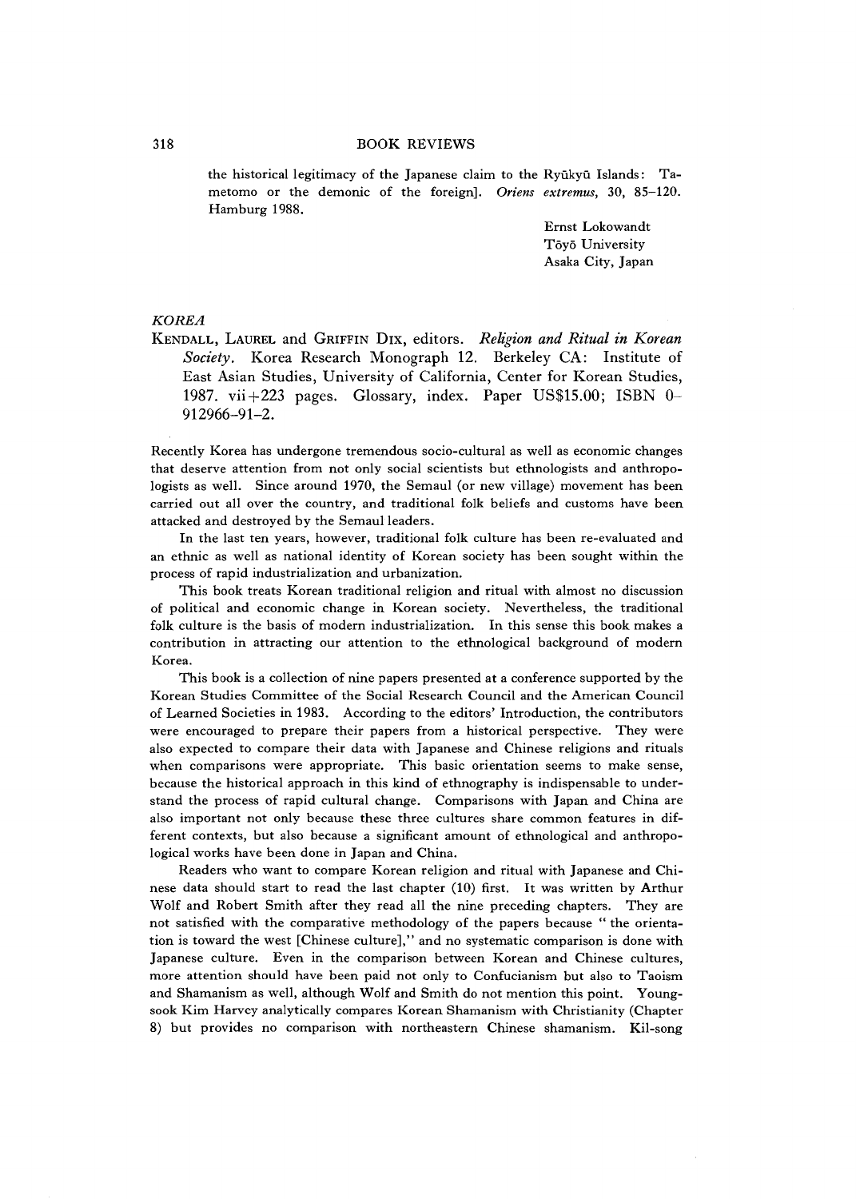the historical legitimacy of the Japanese claim to the Ryūkyū Islands: Tametomo or the demonic of the foreign]. *Oriens extremus*, 30, 85–120. Hamburg 1988.

Ernst Lokowandt
Tōyō University
Asaka City, Japan

## *KOREA*

KENDALL, LAUREL and GRIFFIN DIX, editors. *Religion and Ritual in Korean Society*. Korea Research Monograph 12. Berkeley CA: Institute of East Asian Studies, University of California, Center for Korean Studies, 1987. vii+223 pages. Glossary, index. Paper US$15.00; ISBN 0–912966–91–2.

Recently Korea has undergone tremendous socio-cultural as well as economic changes that deserve attention from not only social scientists but ethnologists and anthropologists as well. Since around 1970, the Semaul (or new village) movement has been carried out all over the country, and traditional folk beliefs and customs have been attacked and destroyed by the Semaul leaders.

In the last ten years, however, traditional folk culture has been re-evaluated and an ethnic as well as national identity of Korean society has been sought within the process of rapid industrialization and urbanization.

This book treats Korean traditional religion and ritual with almost no discussion of political and economic change in Korean society. Nevertheless, the traditional folk culture is the basis of modern industrialization. In this sense this book makes a contribution in attracting our attention to the ethnological background of modern Korea.

This book is a collection of nine papers presented at a conference supported by the Korean Studies Committee of the Social Research Council and the American Council of Learned Societies in 1983. According to the editors' Introduction, the contributors were encouraged to prepare their papers from a historical perspective. They were also expected to compare their data with Japanese and Chinese religions and rituals when comparisons were appropriate. This basic orientation seems to make sense, because the historical approach in this kind of ethnography is indispensable to understand the process of rapid cultural change. Comparisons with Japan and China are also important not only because these three cultures share common features in different contexts, but also because a significant amount of ethnological and anthropological works have been done in Japan and China.

Readers who want to compare Korean religion and ritual with Japanese and Chinese data should start to read the last chapter (10) first. It was written by Arthur Wolf and Robert Smith after they read all the nine preceding chapters. They are not satisfied with the comparative methodology of the papers because " the orientation is toward the west [Chinese culture]," and no systematic comparison is done with Japanese culture. Even in the comparison between Korean and Chinese cultures, more attention should have been paid not only to Confucianism but also to Taoism and Shamanism as well, although Wolf and Smith do not mention this point. Youngsook Kim Harvey analytically compares Korean Shamanism with Christianity (Chapter 8) but provides no comparison with northeastern Chinese shamanism. Kil-song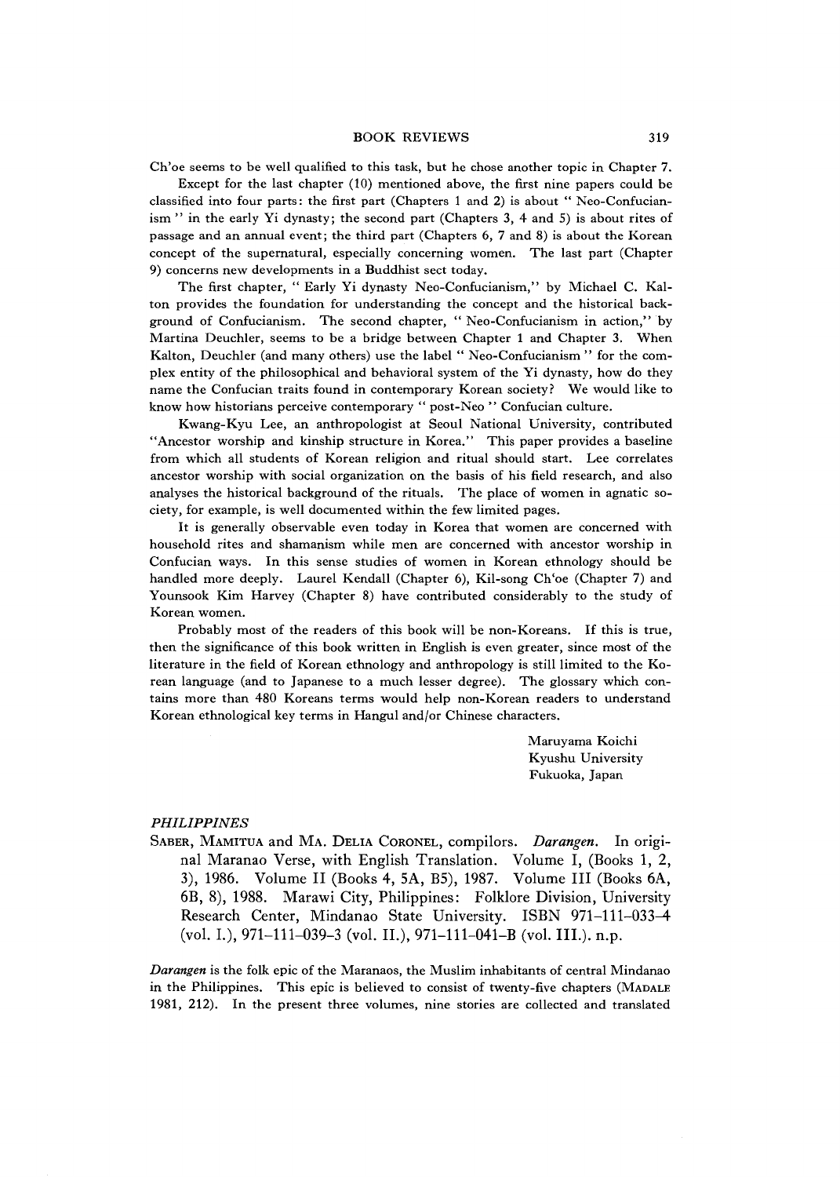Ch'oe seems to be well qualified to this task, but he chose another topic in Chapter 7.

Except for the last chapter (10) mentioned above, the first nine papers could be classified into four parts: the first part (Chapters 1 and 2) is about " Neo-Confucianism " in the early Yi dynasty; the second part (Chapters 3, 4 and 5) is about rites of passage and an annual event; the third part (Chapters 6, 7 and 8) is about the Korean concept of the supernatural, especially concerning women. The last part (Chapter 9) concerns new developments in a Buddhist sect today.

The first chapter, " Early Yi dynasty Neo-Confucianism," by Michael C. Kalton provides the foundation for understanding the concept and the historical background of Confucianism. The second chapter, " Neo-Confucianism in action," by Martina Deuchler, seems to be a bridge between Chapter 1 and Chapter 3. When Kalton, Deuchler (and many others) use the label " Neo-Confucianism " for the complex entity of the philosophical and behavioral system of the Yi dynasty, how do they name the Confucian traits found in contemporary Korean society? We would like to know how historians perceive contemporary " post-Neo " Confucian culture.

Kwang-Kyu Lee, an anthropologist at Seoul National University, contributed "Ancestor worship and kinship structure in Korea." This paper provides a baseline from which all students of Korean religion and ritual should start. Lee correlates ancestor worship with social organization on the basis of his field research, and also analyses the historical background of the rituals. The place of women in agnatic society, for example, is well documented within the few limited pages.

It is generally observable even today in Korea that women are concerned with household rites and shamanism while men are concerned with ancestor worship in Confucian ways. In this sense studies of women in Korean ethnology should be handled more deeply. Laurel Kendall (Chapter 6), Kil-song Ch'oe (Chapter 7) and Younsook Kim Harvey (Chapter 8) have contributed considerably to the study of Korean women.

Probably most of the readers of this book will be non-Koreans. If this is true, then the significance of this book written in English is even greater, since most of the literature in the field of Korean ethnology and anthropology is still limited to the Korean language (and to Japanese to a much lesser degree). The glossary which contains more than 480 Koreans terms would help non-Korean readers to understand Korean ethnological key terms in Hangul and/or Chinese characters.

Maruyama Koichi
Kyushu University
Fukuoka, Japan

*PHILIPPINES*

Saber, Mamitua and Ma. Delia Coronel, compilors. *Darangen*. In original Maranao Verse, with English Translation. Volume I, (Books 1, 2, 3), 1986. Volume II (Books 4, 5A, B5), 1987. Volume III (Books 6A, 6B, 8), 1988. Marawi City, Philippines: Folklore Division, University Research Center, Mindanao State University. ISBN 971-111-033-4 (vol. I.), 971-111-039-3 (vol. II.), 971-111-041-B (vol. III.). n.p.

*Darangen* is the folk epic of the Maranaos, the Muslim inhabitants of central Mindanao in the Philippines. This epic is believed to consist of twenty-five chapters (Madale 1981, 212). In the present three volumes, nine stories are collected and translated